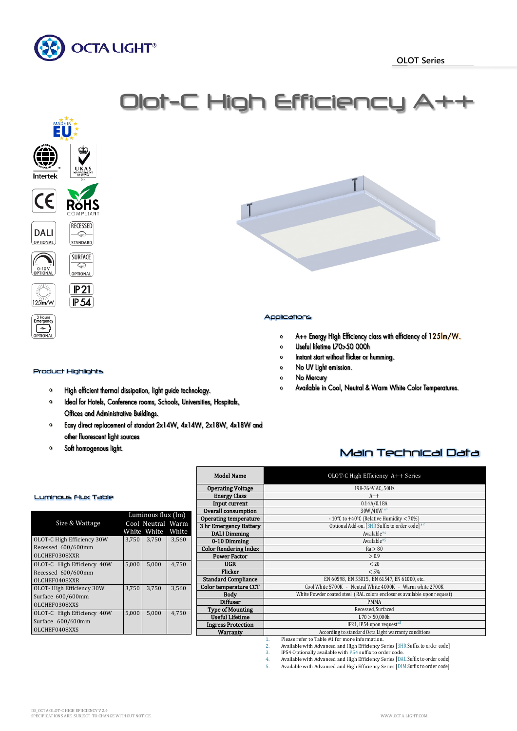OCTA LIGHT®

OLOT Series

# Olot-C High Efficiency A++

MADE IN EU

Intertek

UKAS MANAGEMENT SYSTEMS

CE

RoHS COMPLIANT

DALI OPTIONAL

RECESSED STANDARD

0-10 V OPTIONAL

SURFACE OPTIONAL

125lm/W

IP21

IP54

3 Hours Emergency OPTIONAL

## Applications

- A++ Energy High Efficiency class with efficiency of 125lm/W.
- Useful lifetime L70>50 000h
- Instant start without flicker or humming.
- No UV Light emission.
- No Mercury
- Available in Cool, Neutral & Warm White Color Temperatures.

## Product Highlights

- High efficient thermal dissipation, light guide technology.
- Ideal for Hotels, Conference rooms, Schools, Universities, Hospitals, Offices and Administrative Buildings.
- Easy direct replacement of standart 2x14W, 4x14W, 2x18W, 4x18W and other fluorescent light sources
- Soft homogenous light.

## Luminous Flux Table

| Size & Wattage | Luminous flux (lm) | | |
|---|---|---|---|
| | Cool White | Neutral White | Warm White |
| OLOT-C High Efficiency 30W Recessed 600/600mm OLCHEF0308XXR | 3,750 | 3,750 | 3,560 |
| OLOT-C High Efficiency 40W Recessed 600/600mm OLCHEF0408XXR | 5,000 | 5,000 | 4,750 |
| OLOT- High Efficiency 30W Surface 600/600mm OLCHEF0308XXS | 3,750 | 3,750 | 3,560 |
| OLOT-C High Efficiency 40W Surface 600/600mm OLCHEF0408XXS | 5,000 | 5,000 | 4,750 |

## Main Technical Data

| Model Name | OLOT-C High Efficiency A++ Series |
|---|---|
| Operating Voltage | 198-264V AC, 50Hz |
| Energy Class | A++ |
| Input current | 0.14A/0.18A |
| Overall consumption | 30W /40W [*1] |
| Operating temperature | - 10°C to +40°C (Relative Humidity < 70%) |
| 3 hr Emergency Battery | Optional Add-on. [3HR Suffix to order code] [*2] |
| DALI Dimming | Available[*4] |
| 0-10 Dimming | Available[*5] |
| Color Rendering Index | Ra > 80 |
| Power Factor | > 0.9 |
| UGR | < 20 |
| Flicker | < 5% |
| Standard Compliance | EN 60598, EN 55015, EN 61547, EN 61000, etc. |
| Color temperature CCT | Cool White 5700K - Neutral White 4000K - Warm white 2700K |
| Body | White Powder coated steel (RAL colors enclosures available upon request) |
| Diffuser | PMMA |
| Type of Mounting | Recessed, Surfaced |
| Useful Lifetime | L70 > 50,000h |
| Ingress Protection | IP21, IP54 upon request[*3] |
| Warranty | According to standard Octa Light warranty conditions |

1. Please refer to Table #1 for more information.
2. Available with Advanced and High Efficiency Series [3HR Suffix to order code]
3. IP54 Optionally available with P54 suffix to order code.
4. Available with Advanced and High Efficiency Series [DAL Suffix to order code]
5. Available with Advanced and High Efficiency Series [DIM Suffix to order code]

DS_OCTA OLOT-C HIGH EFFICIENCY V 2.4
SPECIFICATIONS ARE SUBJECT TO CHANGE WITHOUT NOTICE.

WWW.OCTA-LIGHT.COM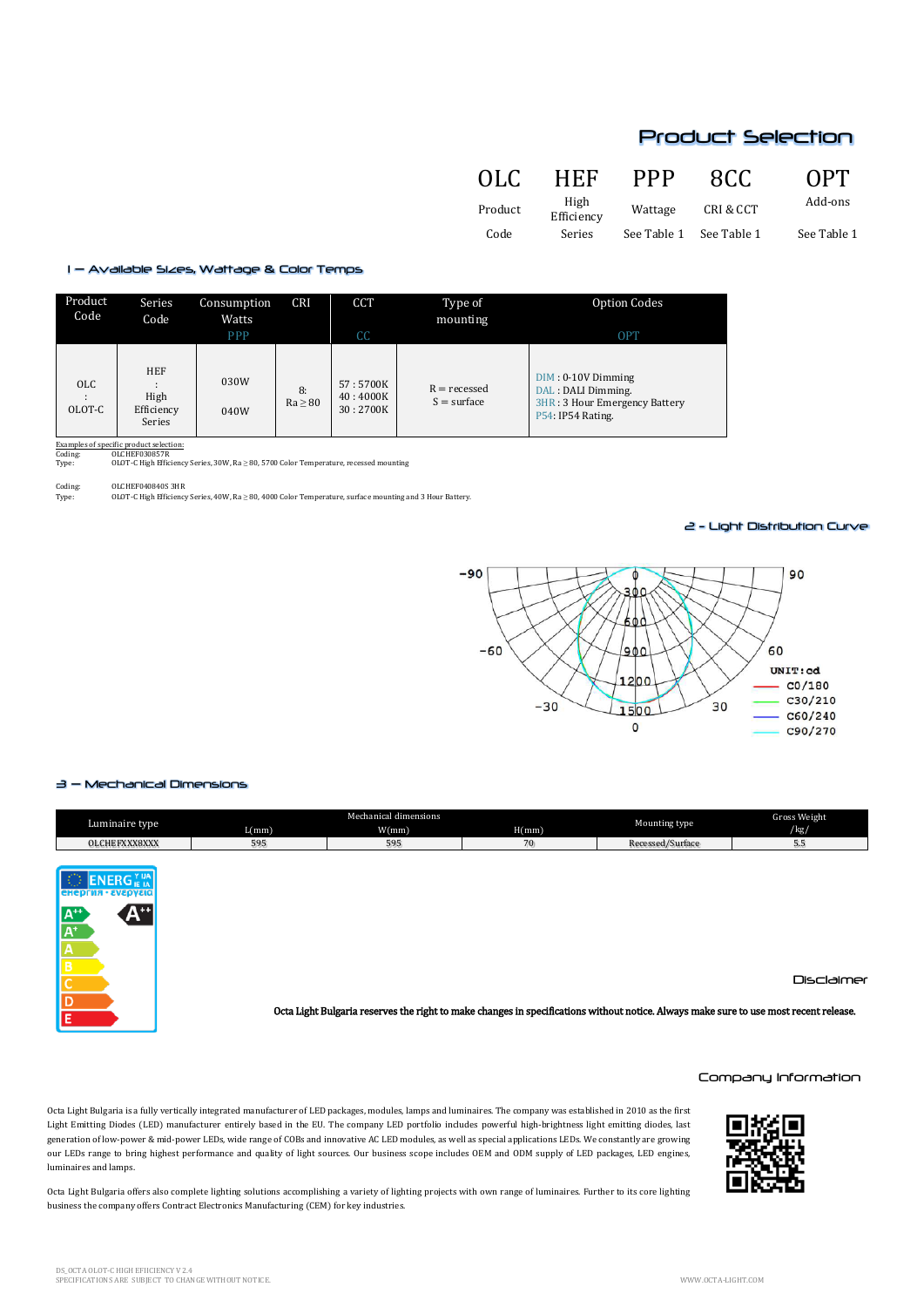## Product Selection

| OLC | HEF | PPP | 8CC | OPT |
|---|---|---|---|---|
| Product | High Efficiency | Wattage | CRI & CCT | Add-ons |
| Code | Series | See Table 1 | See Table 1 | See Table 1 |

### 1 – Available Sizes, Wattage & Color Temps

| Product Code | Series Code | Consumption Watts PPP | CRI | CCT CC | Type of mounting | Option Codes OPT |
|---|---|---|---|---|---|---|
| OLC : OLOT-C | HEF : High Efficiency Series | 030W<br>040W | 8: Ra ≥ 80 | 57 : 5700K<br>40 : 4000K<br>30 : 2700K | R = recessed<br>S = surface | DIM : 0-10V Dimming<br>DAL : DALI Dimming.<br>3HR : 3 Hour Emergency Battery<br>P54: IP54 Rating. |

Examples of specific product selection:

Coding: OLCHEF030857R
Type: OLOT-C High Efficiency Series, 30W, Ra ≥ 80, 5700 Color Temperature, recessed mounting

Coding: OLCHEF040840S 3HR
Type: OLOT-C High Efficiency Series, 40W, Ra ≥ 80, 4000 Color Temperature, surface mounting and 3 Hour Emergency Battery.

### 2 - Light Distribution Curve

-90 90 -60 60 -30 30 0
0 300 600 900 1200 1500
UNIT: cd
C0/180
C30/210
C60/240
C90/270

### 3 – Mechanical Dimensions

| Luminaire type | Mechanical dimensions L(mm) | W(mm) | H(mm) | Mounting type | Gross Weight /kg/ |
|---|---|---|---|---|---|
| OLCHEFXXX8XXX | 595 | 595 | 70 | Recessed/Surface | 5.5 |

ENERGY A++ A+ A B C D E

### Disclaimer

**Octa Light Bulgaria reserves the right to make changes in specifications without notice. Always make sure to use most recent release.**

### Company Information

Octa Light Bulgaria is a fully vertically integrated manufacturer of LED packages, modules, lamps and luminaires. The company was established in 2010 as the first Light Emitting Diodes (LED) manufacturer entirely based in the EU. The company LED portfolio includes powerful high-brightness light emitting diodes, last generation of low-power & mid-power LEDs, wide range of COBs and innovative AC LED modules, as well as special applications LEDs. We constantly are growing our LEDs range to bring highest performance and quality of light sources. Our business scope includes OEM and ODM supply of LED packages, LED engines, luminaires and lamps.

Octa Light Bulgaria offers also complete lighting solutions accomplishing a variety of lighting projects with own range of luminaires. Further to its core lighting business the company offers Contract Electronics Manufacturing (CEM) for key industries.

DS_OCTA OLOT-C HIGH EFFICIENCY V 2.4
SPECIFICATIONS ARE SUBJECT TO CHANGE WITHOUT NOTICE.

WWW.OCTA-LIGHT.COM